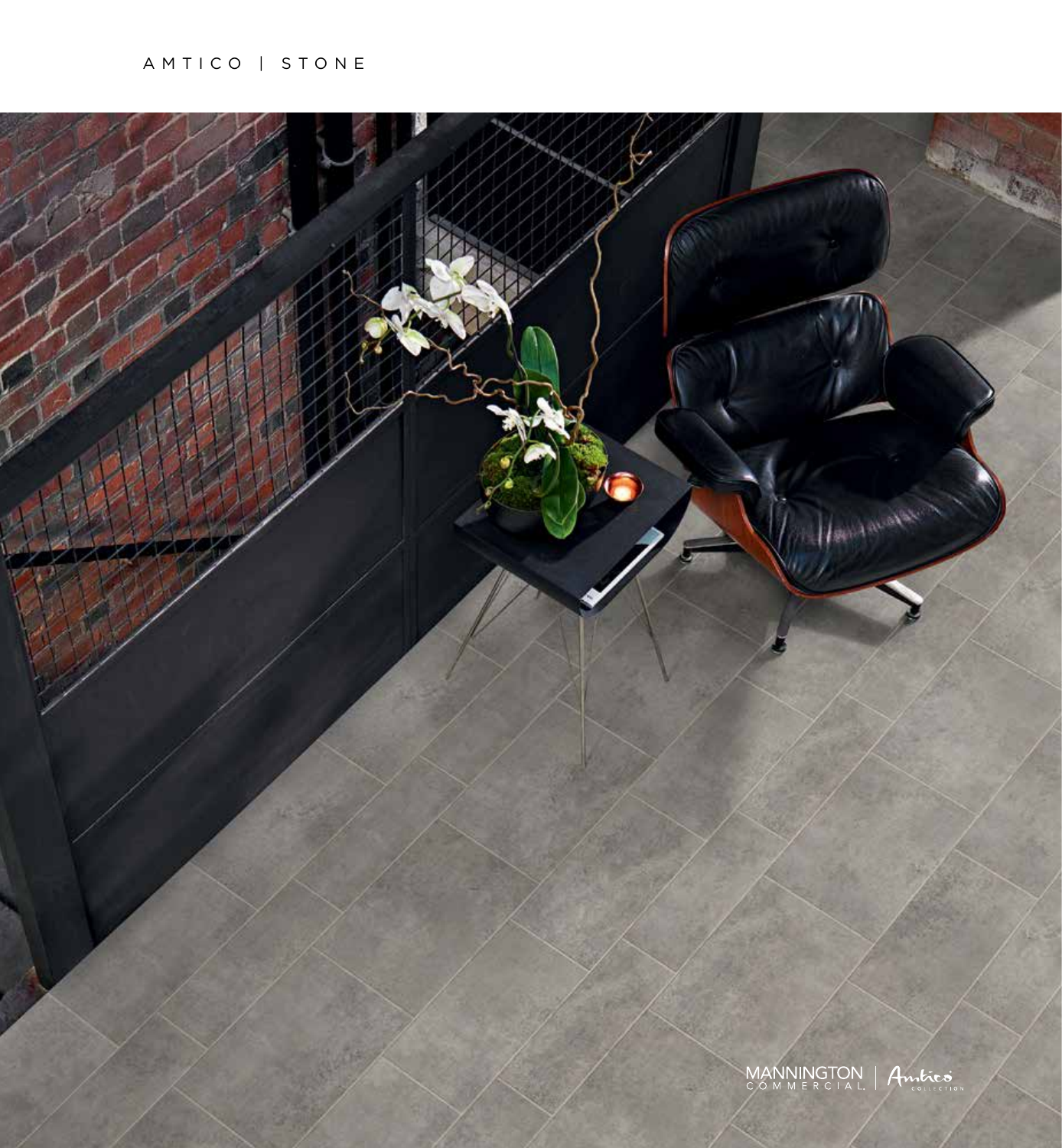AMTICO | STONE

MANNINGTON COMMERCIAL | Amtico COLLECTION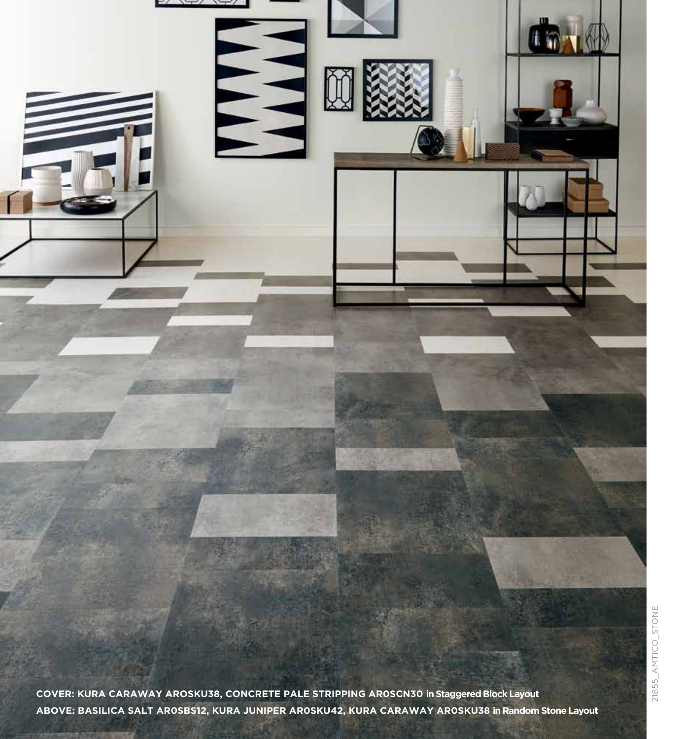**COVER: KURA CARAWAY AROSKU38, CONCRETE PALE STRIPPING AR0SCN30 in Staggered Block Layout**

**ABOVE: BASILICA SALT AR0SBS12, KURA JUNIPER AR0SKU42, KURA CARAWAY AR0SKU38 in Random Stone Layout**

21855_AMTICO_STONE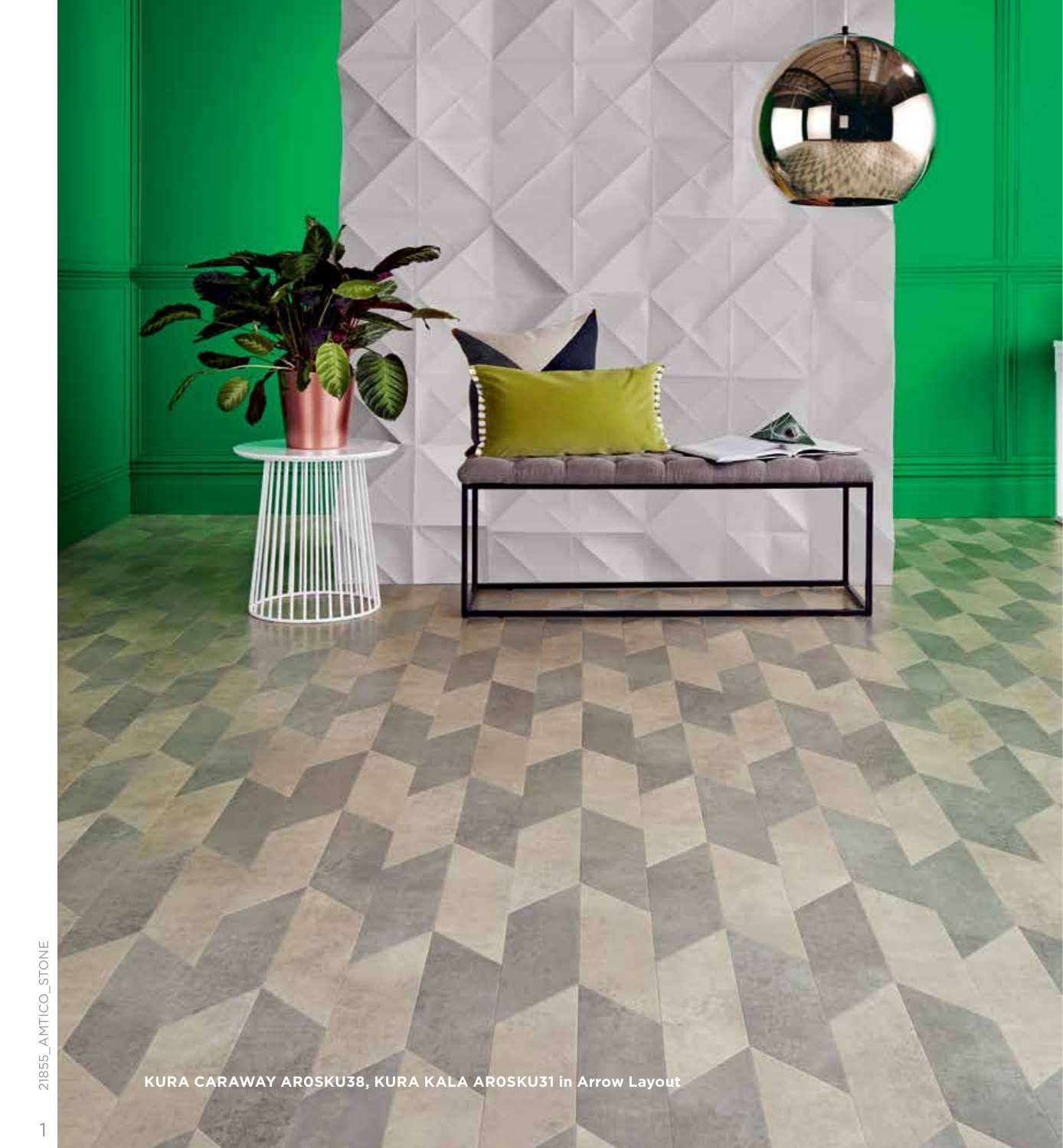**KURA CARAWAY AR0SKU38, KURA KALA AR0SKU31 in Arrow Layout**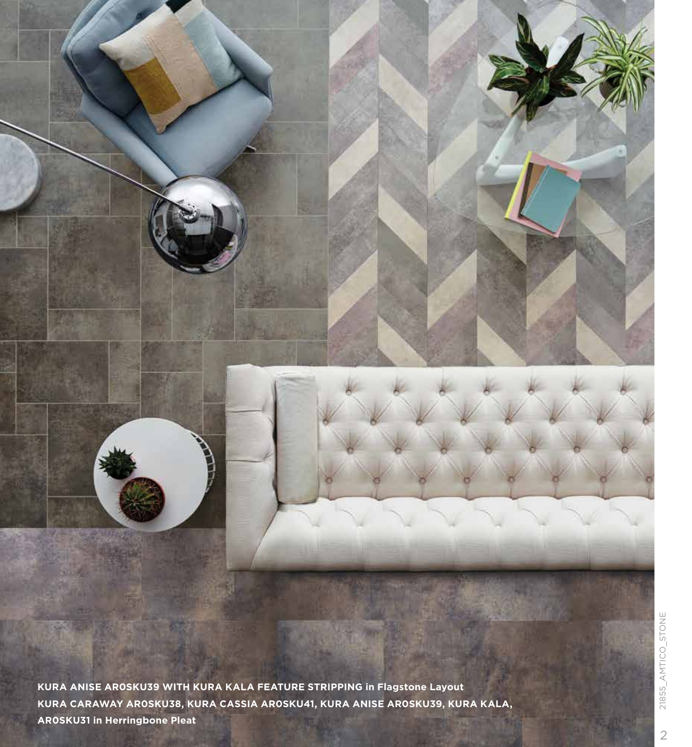**KURA ANISE AR0SKU39 WITH KURA KALA FEATURE STRIPPING in Flagstone Layout**
**KURA CARAWAY AR0SKU38, KURA CASSIA AR0SKU41, KURA ANISE AR0SKU39, KURA KALA, AR0SKU31 in Herringbone Pleat**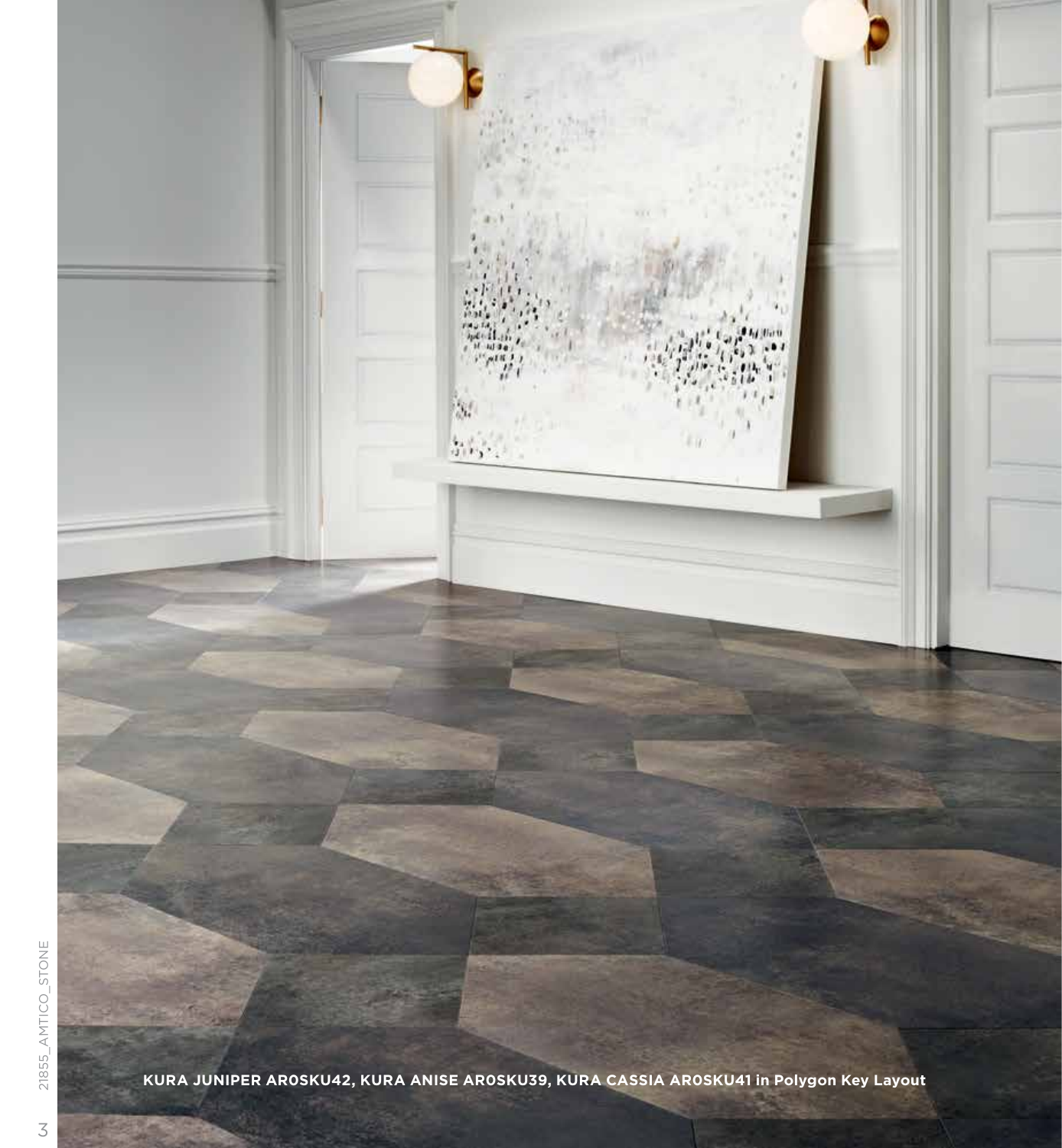**KURA JUNIPER AR0SKU42, KURA ANISE AR0SKU39, KURA CASSIA AR0SKU41 in Polygon Key Layout**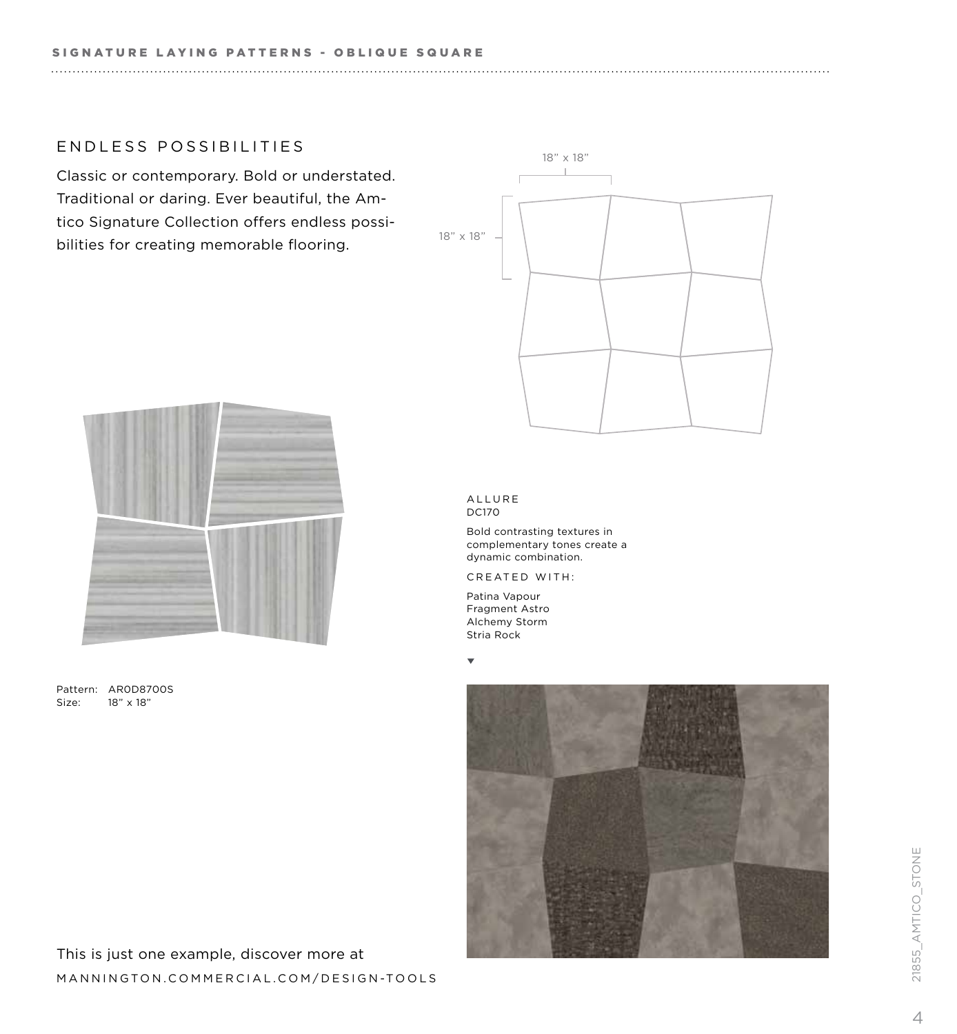SIGNATURE LAYING PATTERNS - OBLIQUE SQUARE

## ENDLESS POSSIBILITIES

Classic or contemporary. Bold or understated. Traditional or daring. Ever beautiful, the Amtico Signature Collection offers endless possibilities for creating memorable flooring.

18" x 18"

18" x 18"

Pattern: AR0D8700S
Size: 18" x 18"

ALLURE
DC170

Bold contrasting textures in complementary tones create a dynamic combination.

CREATED WITH:

Patina Vapour
Fragment Astro
Alchemy Storm
Stria Rock

This is just one example, discover more at
MANNINGTON.COMMERCIAL.COM/DESIGN-TOOLS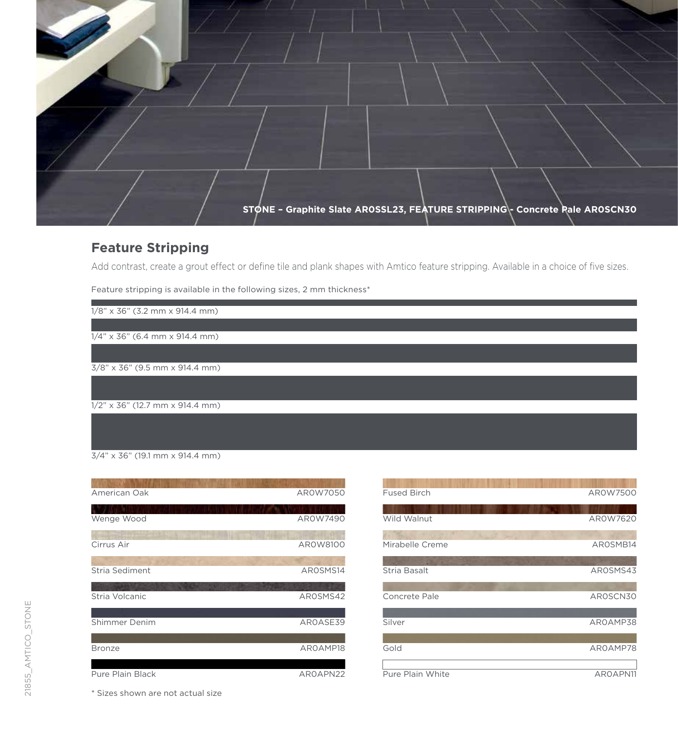STONE – Graphite Slate AR0SSL23, FEATURE STRIPPING - Concrete Pale AR0SCN30

## Feature Stripping

Add contrast, create a grout effect or define tile and plank shapes with Amtico feature stripping. Available in a choice of five sizes.

Feature stripping is available in the following sizes, 2 mm thickness*

1/8" x 36" (3.2 mm x 914.4 mm)

1/4" x 36" (6.4 mm x 914.4 mm)

3/8" x 36" (9.5 mm x 914.4 mm)

1/2" x 36" (12.7 mm x 914.4 mm)

3/4" x 36" (19.1 mm x 914.4 mm)

| Name | Code | Name | Code |
|---|---|---|---|
| American Oak | AR0W7050 | Fused Birch | AR0W7500 |
| Wenge Wood | AR0W7490 | Wild Walnut | AR0W7620 |
| Cirrus Air | AR0W8100 | Mirabelle Creme | AR0SMB14 |
| Stria Sediment | AR0SMS14 | Stria Basalt | AR0SMS43 |
| Stria Volcanic | AR0SMS42 | Concrete Pale | AR0SCN30 |
| Shimmer Denim | AR0ASE39 | Silver | AR0AMP38 |
| Bronze | AR0AMP18 | Gold | AR0AMP78 |
| Pure Plain Black | AR0APN22 | Pure Plain White | AR0APN11 |

* Sizes shown are not actual size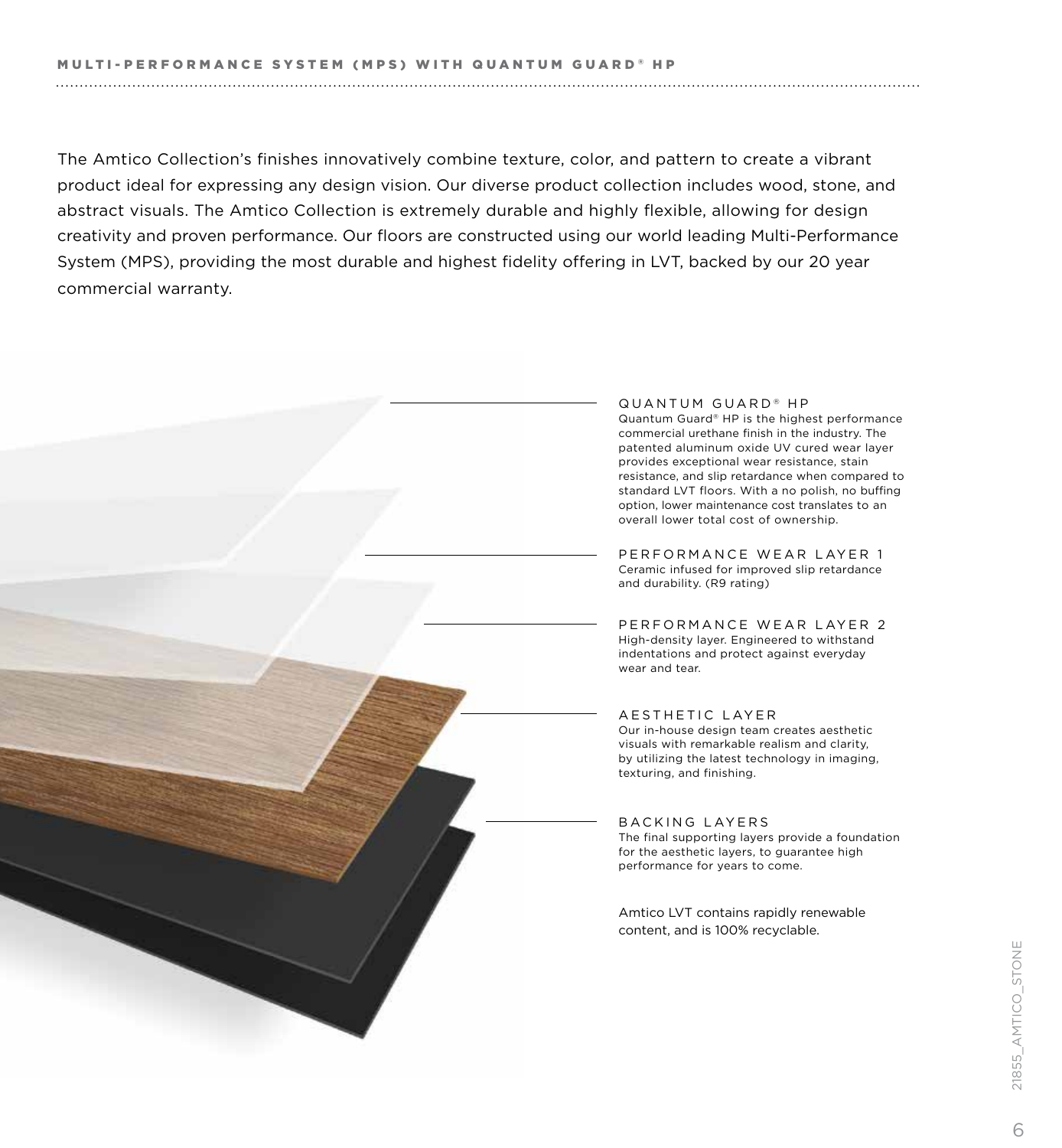## MULTI-PERFORMANCE SYSTEM (MPS) WITH QUANTUM GUARD® HP

The Amtico Collection's finishes innovatively combine texture, color, and pattern to create a vibrant product ideal for expressing any design vision. Our diverse product collection includes wood, stone, and abstract visuals. The Amtico Collection is extremely durable and highly flexible, allowing for design creativity and proven performance. Our floors are constructed using our world leading Multi-Performance System (MPS), providing the most durable and highest fidelity offering in LVT, backed by our 20 year commercial warranty.

### QUANTUM GUARD® HP

Quantum Guard® HP is the highest performance commercial urethane finish in the industry. The patented aluminum oxide UV cured wear layer provides exceptional wear resistance, stain resistance, and slip retardance when compared to standard LVT floors. With a no polish, no buffing option, lower maintenance cost translates to an overall lower total cost of ownership.

### PERFORMANCE WEAR LAYER 1

Ceramic infused for improved slip retardance and durability. (R9 rating)

### PERFORMANCE WEAR LAYER 2

High-density layer. Engineered to withstand indentations and protect against everyday wear and tear.

### AESTHETIC LAYER

Our in-house design team creates aesthetic visuals with remarkable realism and clarity, by utilizing the latest technology in imaging, texturing, and finishing.

### BACKING LAYERS

The final supporting layers provide a foundation for the aesthetic layers, to guarantee high performance for years to come.

Amtico LVT contains rapidly renewable content, and is 100% recyclable.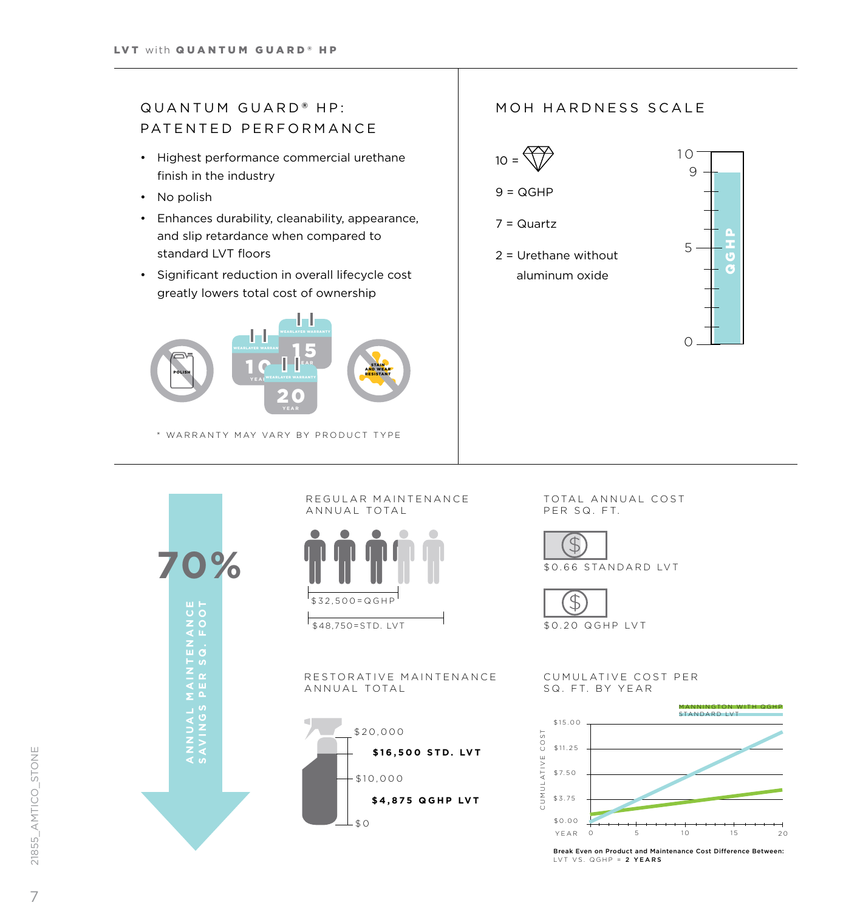# QUANTUM GUARD® HP: PATENTED PERFORMANCE

- Highest performance commercial urethane finish in the industry
- No polish
- Enhances durability, cleanability, appearance, and slip retardance when compared to standard LVT floors
- Significant reduction in overall lifecycle cost greatly lowers total cost of ownership

POLISH

WEARLAYER WARRANTY 10 YEAR

WEARLAYER WARRANTY 15 YEAR

WEARLAYER WARRANTY 20 YEAR

STAIN AND WEAR RESISTANT

\* WARRANTY MAY VARY BY PRODUCT TYPE

# MOH HARDNESS SCALE

10 = (diamond)

9 = QGHP

7 = Quartz

2 = Urethane without aluminum oxide

Scale: 0, 5, 9, 10 — QGHP

# 70%

ANNUAL MAINTENANCE SAVINGS PER SQ. FOOT

## REGULAR MAINTENANCE ANNUAL TOTAL

$32,500=QGHP

$48,750=STD. LVT

## TOTAL ANNUAL COST PER SQ. FT.

$0.66 STANDARD LVT

$0.20 QGHP LVT

## RESTORATIVE MAINTENANCE ANNUAL TOTAL

$20,000

**$16,500 STD. LVT**

$10,000

**$4,875 QGHP LVT**

$0

## CUMULATIVE COST PER SQ. FT. BY YEAR

MANNINGTON WITH QGHP

STANDARD LVT

CUMULATIVE COST: $15.00, $11.25, $7.50, $3.75, $0.00

YEAR: 0, 5, 10, 15, 20

**Break Even on Product and Maintenance Cost Difference Between:**
LVT VS. QGHP = **2 YEARS**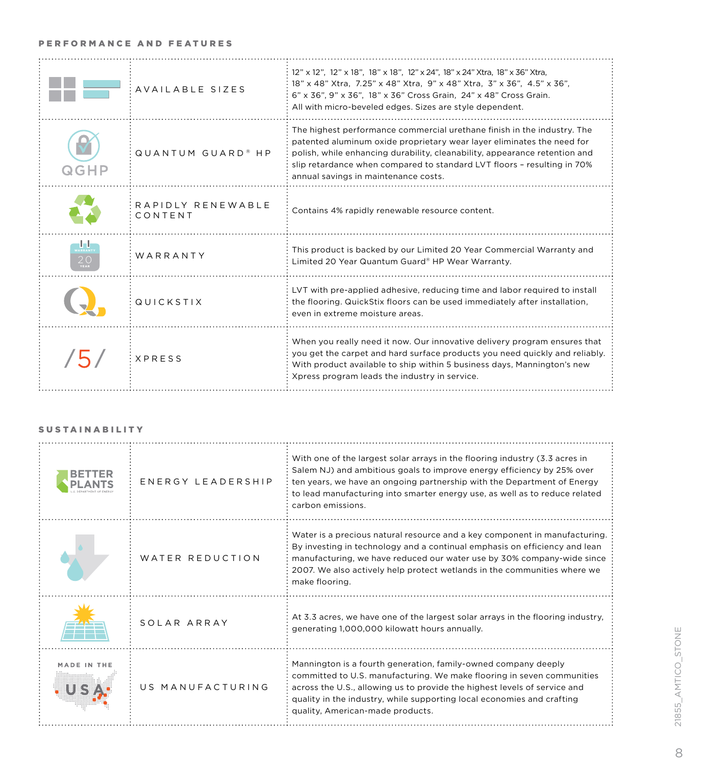## PERFORMANCE AND FEATURES

| | | |
|---|---|---|
| | AVAILABLE SIZES | 12" x 12", 12" x 18", 18" x 18", 12" x 24", 18" x 24" Xtra, 18" x 36" Xtra, 18" x 48" Xtra, 7.25" x 48" Xtra, 9" x 48" Xtra, 3" x 36", 4.5" x 36", 6" x 36", 9" x 36", 18" x 36" Cross Grain, 24" x 48" Cross Grain. All with micro-beveled edges. Sizes are style dependent. |
| QGHP | QUANTUM GUARD® HP | The highest performance commercial urethane finish in the industry. The patented aluminum oxide proprietary wear layer eliminates the need for polish, while enhancing durability, cleanability, appearance retention and slip retardance when compared to standard LVT floors – resulting in 70% annual savings in maintenance costs. |
| | RAPIDLY RENEWABLE CONTENT | Contains 4% rapidly renewable resource content. |
| WARRANTY 20 YEAR | WARRANTY | This product is backed by our Limited 20 Year Commercial Warranty and Limited 20 Year Quantum Guard® HP Wear Warranty. |
| | QUICKSTIX | LVT with pre-applied adhesive, reducing time and labor required to install the flooring. QuickStix floors can be used immediately after installation, even in extreme moisture areas. |
| /5/ | XPRESS | When you really need it now. Our innovative delivery program ensures that you get the carpet and hard surface products you need quickly and reliably. With product available to ship within 5 business days, Mannington's new Xpress program leads the industry in service. |

## SUSTAINABILITY

| | | |
|---|---|---|
| BETTER PLANTS U.S. DEPARTMENT OF ENERGY | ENERGY LEADERSHIP | With one of the largest solar arrays in the flooring industry (3.3 acres in Salem NJ) and ambitious goals to improve energy efficiency by 25% over ten years, we have an ongoing partnership with the Department of Energy to lead manufacturing into smarter energy use, as well as to reduce related carbon emissions. |
| | WATER REDUCTION | Water is a precious natural resource and a key component in manufacturing. By investing in technology and a continual emphasis on efficiency and lean manufacturing, we have reduced our water use by 30% company-wide since 2007. We also actively help protect wetlands in the communities where we make flooring. |
| | SOLAR ARRAY | At 3.3 acres, we have one of the largest solar arrays in the flooring industry, generating 1,000,000 kilowatt hours annually. |
| MADE IN THE USA | US MANUFACTURING | Mannington is a fourth generation, family-owned company deeply committed to U.S. manufacturing. We make flooring in seven communities across the U.S., allowing us to provide the highest levels of service and quality in the industry, while supporting local economies and crafting quality, American-made products. |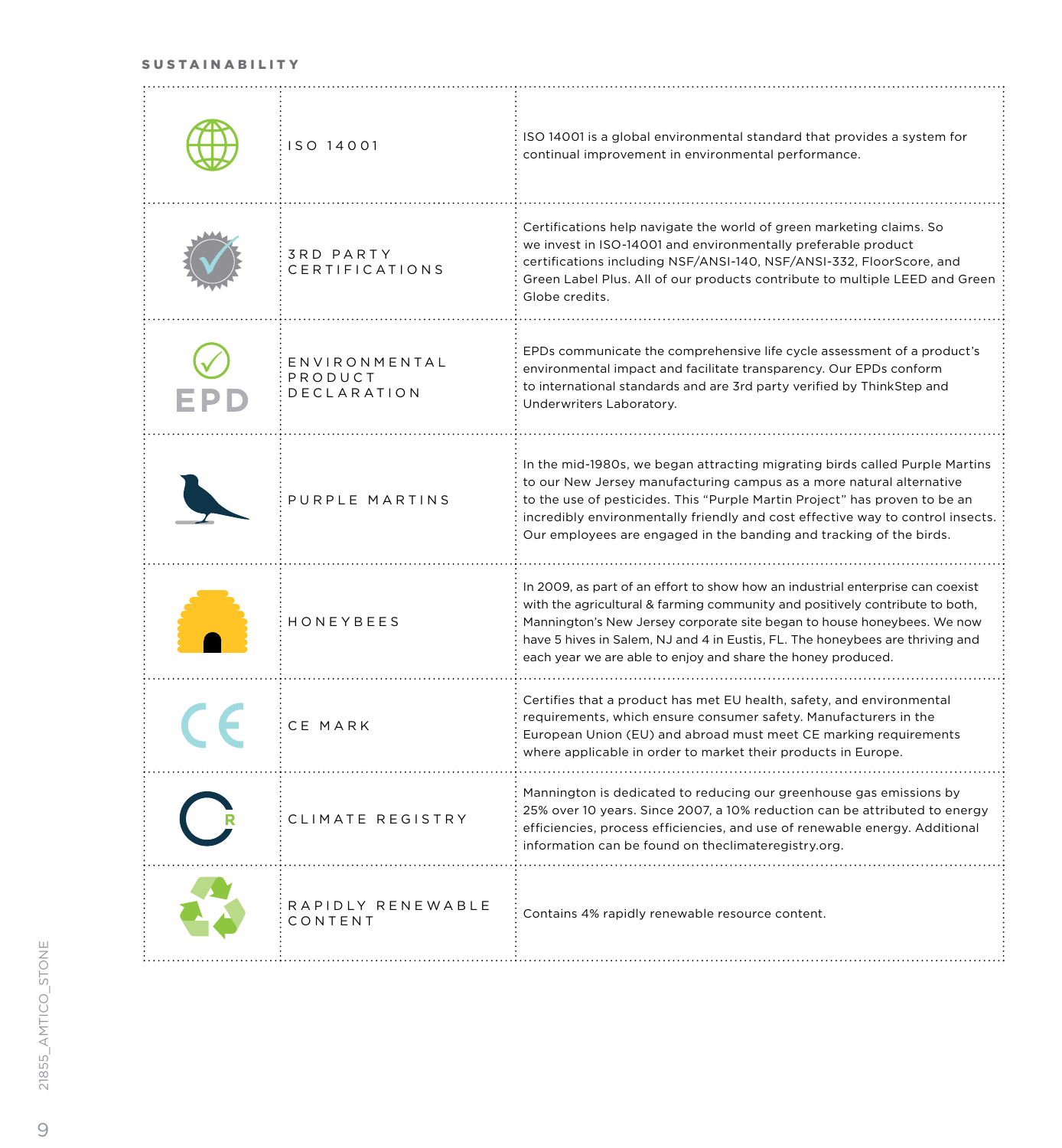## SUSTAINABILITY

| | | |
|---|---|---|
| | ISO 14001 | ISO 14001 is a global environmental standard that provides a system for continual improvement in environmental performance. |
| | 3RD PARTY CERTIFICATIONS | Certifications help navigate the world of green marketing claims. So we invest in ISO-14001 and environmentally preferable product certifications including NSF/ANSI-140, NSF/ANSI-332, FloorScore, and Green Label Plus. All of our products contribute to multiple LEED and Green Globe credits. |
| EPD | ENVIRONMENTAL PRODUCT DECLARATION | EPDs communicate the comprehensive life cycle assessment of a product's environmental impact and facilitate transparency. Our EPDs conform to international standards and are 3rd party verified by ThinkStep and Underwriters Laboratory. |
| | PURPLE MARTINS | In the mid-1980s, we began attracting migrating birds called Purple Martins to our New Jersey manufacturing campus as a more natural alternative to the use of pesticides. This "Purple Martin Project" has proven to be an incredibly environmentally friendly and cost effective way to control insects. Our employees are engaged in the banding and tracking of the birds. |
| | HONEYBEES | In 2009, as part of an effort to show how an industrial enterprise can coexist with the agricultural & farming community and positively contribute to both, Mannington's New Jersey corporate site began to house honeybees. We now have 5 hives in Salem, NJ and 4 in Eustis, FL. The honeybees are thriving and each year we are able to enjoy and share the honey produced. |
| CE | CE MARK | Certifies that a product has met EU health, safety, and environmental requirements, which ensure consumer safety. Manufacturers in the European Union (EU) and abroad must meet CE marking requirements where applicable in order to market their products in Europe. |
| | CLIMATE REGISTRY | Mannington is dedicated to reducing our greenhouse gas emissions by 25% over 10 years. Since 2007, a 10% reduction can be attributed to energy efficiencies, process efficiencies, and use of renewable energy. Additional information can be found on theclimateregistry.org. |
| | RAPIDLY RENEWABLE CONTENT | Contains 4% rapidly renewable resource content. |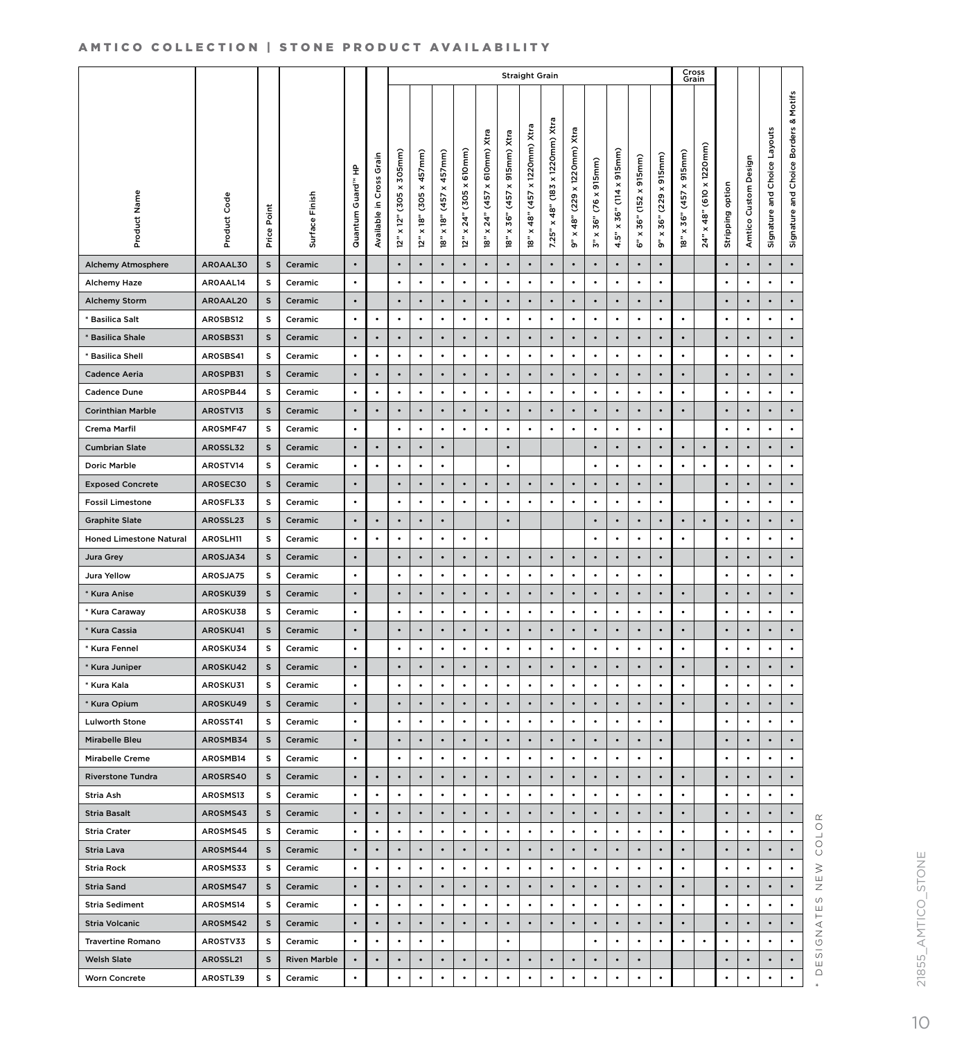## AMTICO COLLECTION | STONE PRODUCT AVAILABILITY

| Product Name | Product Code | Price Point | Surface Finish | Quantum Guard™ HP | Available in Cross Grain | Straight Grain | | | | | | | | | | | | | Cross Grain | | Stripping option | Amtico Custom Design | Signature and Choice Layouts | Signature and Choice Borders & Motifs |
|---|---|---|---|---|---|---|---|---|---|---|---|---|---|---|---|---|---|---|---|---|---|---|---|---|
| | | | | | | 12" x 12" (305 x 305mm) | 12" x 18" (305 x 457mm) | 18" x 18" (457 x 457mm) | 12" x 24" (305 x 610mm) | 18" x 24" (457 x 610mm) Xtra | 18" x 36" (457 x 915mm) Xtra | 18" x 48" (457 x 1220mm) Xtra | 7.25" x 48" (183 x 1220mm) Xtra | 9" x 48" (229 x 1220mm) Xtra | 3" x 36" (76 x 915mm) | 4.5" x 36" (114 x 915mm) | 6" x 36" (152 x 915mm) | 9" x 36" (229 x 915mm) | 18" x 36" (457 x 915mm) | 24" x 48" (610 x 1220mm) | | | | |
| Alchemy Atmosphere | AR0AAL30 | S | Ceramic | • | | • | • | • | • | • | • | • | • | • | • | • | • | • | | | • | • | • | • |
| Alchemy Haze | AR0AAL14 | S | Ceramic | • | | • | • | • | • | • | • | • | • | • | • | • | • | • | | | • | • | • | • |
| Alchemy Storm | AR0AAL20 | S | Ceramic | • | | • | • | • | • | • | • | • | • | • | • | • | • | • | | | • | • | • | • |
| * Basilica Salt | AR0SBS12 | S | Ceramic | • | • | • | • | • | • | • | • | • | • | • | • | • | • | • | • | | • | • | • | • |
| * Basilica Shale | AR0SBS31 | S | Ceramic | • | • | • | • | • | • | • | • | • | • | • | • | • | • | • | • | | • | • | • | • |
| * Basilica Shell | AR0SBS41 | S | Ceramic | • | • | • | • | • | • | • | • | • | • | • | • | • | • | • | • | | • | • | • | • |
| Cadence Aeria | AR0SPB31 | S | Ceramic | • | • | • | • | • | • | • | • | • | • | • | • | • | • | • | • | | • | • | • | • |
| Cadence Dune | AR0SPB44 | S | Ceramic | • | • | • | • | • | • | • | • | • | • | • | • | • | • | • | • | | • | • | • | • |
| Corinthian Marble | AR0STV13 | S | Ceramic | • | • | • | • | • | • | • | • | • | • | • | • | • | • | • | • | | • | • | • | • |
| Crema Marfil | AR0SMF47 | S | Ceramic | • | | • | • | • | • | • | • | • | • | • | • | • | • | • | | | • | • | • | • |
| Cumbrian Slate | AR0SSL32 | S | Ceramic | • | • | • | • | • | | | • | | | | • | • | • | • | • | • | • | • | • | • |
| Doric Marble | AR0STV14 | S | Ceramic | • | • | • | • | • | | | • | | | | • | • | • | • | • | • | • | • | • | • |
| Exposed Concrete | AR0SEC30 | S | Ceramic | • | | • | • | • | • | • | • | • | • | • | • | • | • | • | | | • | • | • | • |
| Fossil Limestone | AR0SFL33 | S | Ceramic | • | | • | • | • | • | • | • | • | • | • | • | • | • | • | | | • | • | • | • |
| Graphite Slate | AR0SSL23 | S | Ceramic | • | • | • | • | • | | | • | | | | • | • | • | • | • | • | • | • | • | • |
| Honed Limestone Natural | AR0SLH11 | S | Ceramic | • | • | • | • | • | • | • | | | | | • | • | • | • | • | | • | • | • | • |
| Jura Grey | AR0SJA34 | S | Ceramic | • | | • | • | • | • | • | • | • | • | • | • | • | • | • | | | • | • | • | • |
| Jura Yellow | AR0SJA75 | S | Ceramic | • | | • | • | • | • | • | • | • | • | • | • | • | • | • | | | • | • | • | • |
| * Kura Anise | AR0SKU39 | S | Ceramic | • | | • | • | • | • | • | • | • | • | • | • | • | • | • | • | | • | • | • | • |
| * Kura Caraway | AR0SKU38 | S | Ceramic | • | | • | • | • | • | • | • | • | • | • | • | • | • | • | • | | • | • | • | • |
| * Kura Cassia | AR0SKU41 | S | Ceramic | • | | • | • | • | • | • | • | • | • | • | • | • | • | • | • | | • | • | • | • |
| * Kura Fennel | AR0SKU34 | S | Ceramic | • | | • | • | • | • | • | • | • | • | • | • | • | • | • | • | | • | • | • | • |
| * Kura Juniper | AR0SKU42 | S | Ceramic | • | | • | • | • | • | • | • | • | • | • | • | • | • | • | • | | • | • | • | • |
| * Kura Kala | AR0SKU31 | S | Ceramic | • | | • | • | • | • | • | • | • | • | • | • | • | • | • | • | | • | • | • | • |
| * Kura Opium | AR0SKU49 | S | Ceramic | • | | • | • | • | • | • | • | • | • | • | • | • | • | • | • | | • | • | • | • |
| Lulworth Stone | AR0SST41 | S | Ceramic | • | | • | • | • | • | • | • | • | • | • | • | • | • | • | | | • | • | • | • |
| Mirabelle Bleu | AR0SMB34 | S | Ceramic | • | | • | • | • | • | • | • | • | • | • | • | • | • | • | | | • | • | • | • |
| Mirabelle Creme | AR0SMB14 | S | Ceramic | • | | • | • | • | • | • | • | • | • | • | • | • | • | • | | | • | • | • | • |
| Riverstone Tundra | AR0SRS40 | S | Ceramic | • | • | • | • | • | • | • | • | • | • | • | • | • | • | • | • | | • | • | • | • |
| Stria Ash | AR0SMS13 | S | Ceramic | • | • | • | • | • | • | • | • | • | • | • | • | • | • | • | • | | • | • | • | • |
| Stria Basalt | AR0SMS43 | S | Ceramic | • | • | • | • | • | • | • | • | • | • | • | • | • | • | • | • | | • | • | • | • |
| Stria Crater | AR0SMS45 | S | Ceramic | • | • | • | • | • | • | • | • | • | • | • | • | • | • | • | • | | • | • | • | • |
| Stria Lava | AR0SMS44 | S | Ceramic | • | • | • | • | • | • | • | • | • | • | • | • | • | • | • | • | | • | • | • | • |
| Stria Rock | AR0SMS33 | S | Ceramic | • | • | • | • | • | • | • | • | • | • | • | • | • | • | • | • | | • | • | • | • |
| Stria Sand | AR0SMS47 | S | Ceramic | • | • | • | • | • | • | • | • | • | • | • | • | • | • | • | • | | • | • | • | • |
| Stria Sediment | AR0SMS14 | S | Ceramic | • | • | • | • | • | • | • | • | • | • | • | • | • | • | • | • | | • | • | • | • |
| Stria Volcanic | AR0SMS42 | S | Ceramic | • | • | • | • | • | • | • | • | • | • | • | • | • | • | • | • | | • | • | • | • |
| Travertine Romano | AR0STV33 | S | Ceramic | • | • | • | • | • | | | • | | | | • | • | • | • | • | • | • | • | • | • |
| Welsh Slate | AR0SSL21 | S | Riven Marble | • | • | • | • | • | • | • | • | • | • | • | • | • | • | | | | • | • | • | • |
| Worn Concrete | AR0STL39 | S | Ceramic | • | | • | • | • | • | • | • | • | • | • | • | • | • | • | | | • | • | • | • |

* DESIGNATES NEW COLOR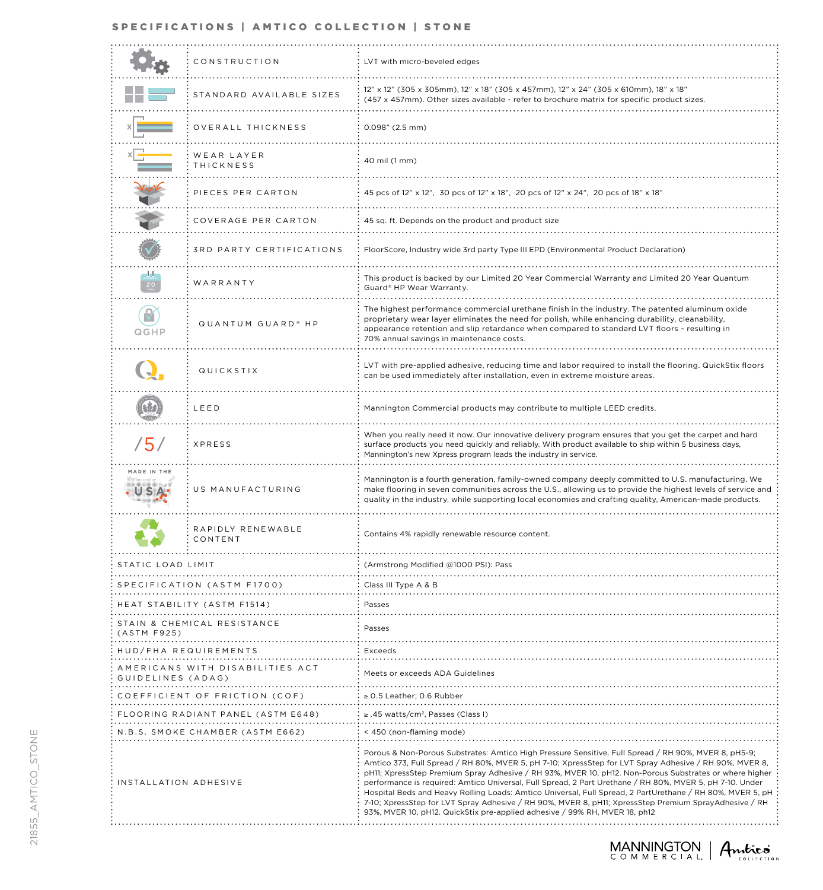# SPECIFICATIONS | AMTICO COLLECTION | STONE

| | |
|---|---|
| CONSTRUCTION | LVT with micro-beveled edges |
| STANDARD AVAILABLE SIZES | 12" x 12" (305 x 305mm), 12" x 18" (305 x 457mm), 12" x 24" (305 x 610mm), 18" x 18" (457 x 457mm). Other sizes available - refer to brochure matrix for specific product sizes. |
| OVERALL THICKNESS | 0.098" (2.5 mm) |
| WEAR LAYER THICKNESS | 40 mil (1 mm) |
| PIECES PER CARTON | 45 pcs of 12" x 12", 30 pcs of 12" x 18", 20 pcs of 12" x 24", 20 pcs of 18" x 18" |
| COVERAGE PER CARTON | 45 sq. ft. Depends on the product and product size |
| 3RD PARTY CERTIFICATIONS | FloorScore, Industry wide 3rd party Type III EPD (Environmental Product Declaration) |
| WARRANTY | This product is backed by our Limited 20 Year Commercial Warranty and Limited 20 Year Quantum Guard® HP Wear Warranty. |
| QUANTUM GUARD® HP | The highest performance commercial urethane finish in the industry. The patented aluminum oxide proprietary wear layer eliminates the need for polish, while enhancing durability, cleanability, appearance retention and slip retardance when compared to standard LVT floors – resulting in 70% annual savings in maintenance costs. |
| QUICKSTIX | LVT with pre-applied adhesive, reducing time and labor required to install the flooring. QuickStix floors can be used immediately after installation, even in extreme moisture areas. |
| LEED | Mannington Commercial products may contribute to multiple LEED credits. |
| XPRESS | When you really need it now. Our innovative delivery program ensures that you get the carpet and hard surface products you need quickly and reliably. With product available to ship within 5 business days, Mannington's new Xpress program leads the industry in service. |
| US MANUFACTURING | Mannington is a fourth generation, family-owned company deeply committed to U.S. manufacturing. We make flooring in seven communities across the U.S., allowing us to provide the highest levels of service and quality in the industry, while supporting local economies and crafting quality, American-made products. |
| RAPIDLY RENEWABLE CONTENT | Contains 4% rapidly renewable resource content. |
| STATIC LOAD LIMIT | (Armstrong Modified @1000 PSI): Pass |
| SPECIFICATION (ASTM F1700) | Class III Type A & B |
| HEAT STABILITY (ASTM F1514) | Passes |
| STAIN & CHEMICAL RESISTANCE (ASTM F925) | Passes |
| HUD/FHA REQUIREMENTS | Exceeds |
| AMERICANS WITH DISABILITIES ACT GUIDELINES (ADAG) | Meets or exceeds ADA Guidelines |
| COEFFICIENT OF FRICTION (COF) | ≥ 0.5 Leather; 0.6 Rubber |
| FLOORING RADIANT PANEL (ASTM E648) | ≥ .45 watts/cm², Passes (Class I) |
| N.B.S. SMOKE CHAMBER (ASTM E662) | < 450 (non-flaming mode) |
| INSTALLATION ADHESIVE | Porous & Non-Porous Substrates: Amtico High Pressure Sensitive, Full Spread / RH 90%, MVER 8, pH5-9; Amtico 373, Full Spread / RH 80%, MVER 5, pH 7-10; XpressStep for LVT Spray Adhesive / RH 90%, MVER 8, pH11; XpressStep Premium Spray Adhesive / RH 93%, MVER 10, pH12. Non-Porous Substrates or where higher performance is required: Amtico Universal, Full Spread, 2 Part Urethane / RH 80%, MVER 5, pH 7-10. Under Hospital Beds and Heavy Rolling Loads: Amtico Universal, Full Spread, 2 PartUrethane / RH 80%, MVER 5, pH 7-10; XpressStep for LVT Spray Adhesive / RH 90%, MVER 8, pH11; XpressStep Premium SprayAdhesive / RH 93%, MVER 10, pH12. QuickStix pre-applied adhesive / 99% RH, MVER 18, ph12 |

21855_AMTICO_STONE

MANNINGTON COMMERCIAL | Amtico COLLECTION